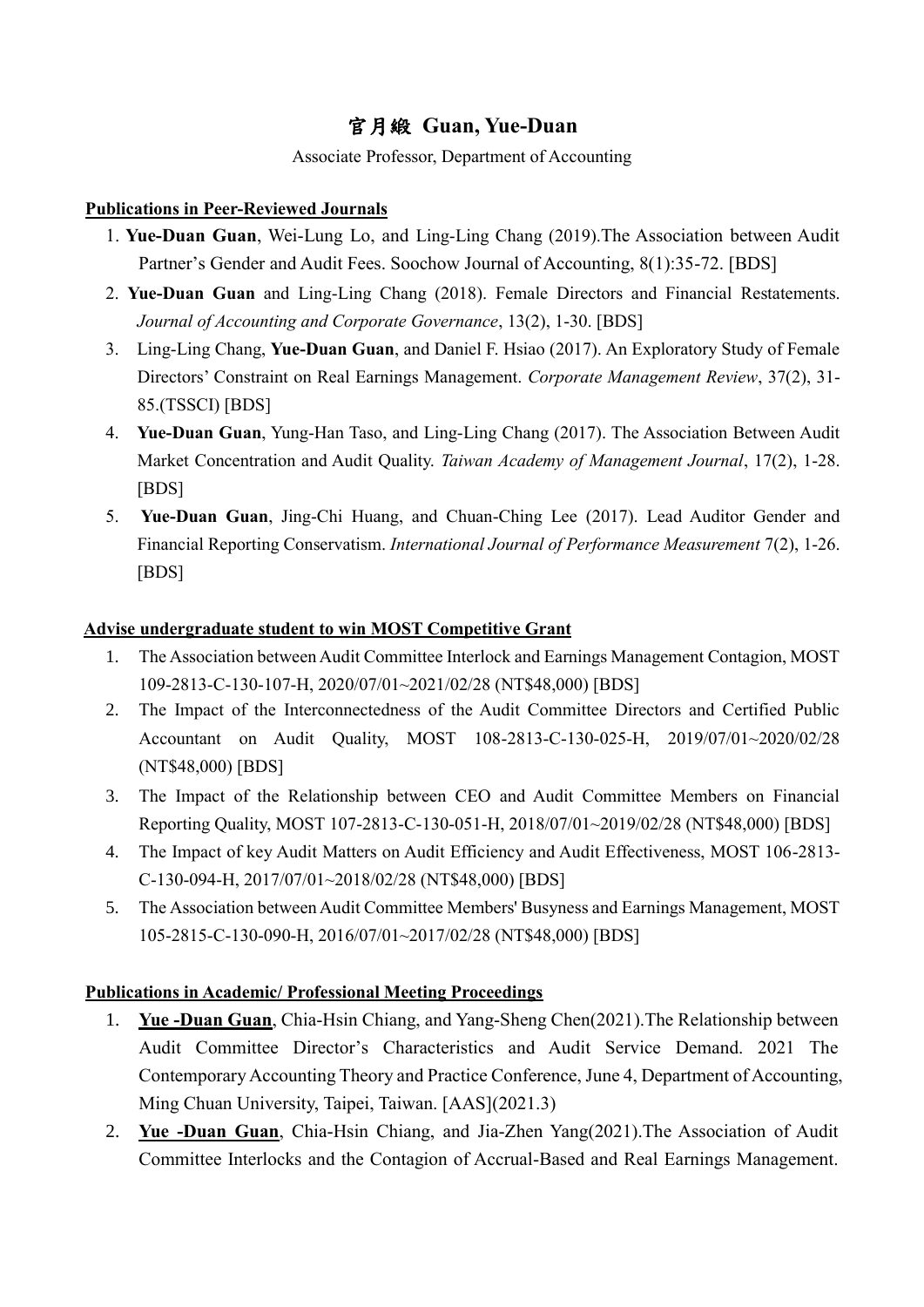# 官月緞 Guan, Yue-Duan

Associate Professor, Department of Accounting

**Publications in Peer-Reviewed Journals**

1. **Yue-Duan Guan**, Wei-Lung Lo, and Ling-Ling Chang (2019).The Association between Audit Partner's Gender and Audit Fees. Soochow Journal of Accounting, 8(1):35-72. [BDS]
2. **Yue-Duan Guan** and Ling-Ling Chang (2018). Female Directors and Financial Restatements. *Journal of Accounting and Corporate Governance*, 13(2), 1-30. [BDS]
3. Ling-Ling Chang, **Yue-Duan Guan**, and Daniel F. Hsiao (2017). An Exploratory Study of Female Directors' Constraint on Real Earnings Management. *Corporate Management Review*, 37(2), 31-85.(TSSCI) [BDS]
4. **Yue-Duan Guan**, Yung-Han Taso, and Ling-Ling Chang (2017). The Association Between Audit Market Concentration and Audit Quality. *Taiwan Academy of Management Journal*, 17(2), 1-28. [BDS]
5. **Yue-Duan Guan**, Jing-Chi Huang, and Chuan-Ching Lee (2017). Lead Auditor Gender and Financial Reporting Conservatism. *International Journal of Performance Measurement* 7(2), 1-26. [BDS]

**Advise undergraduate student to win MOST Competitive Grant**

1. The Association between Audit Committee Interlock and Earnings Management Contagion, MOST 109-2813-C-130-107-H, 2020/07/01~2021/02/28 (NT$48,000) [BDS]
2. The Impact of the Interconnectedness of the Audit Committee Directors and Certified Public Accountant on Audit Quality, MOST 108-2813-C-130-025-H, 2019/07/01~2020/02/28 (NT$48,000) [BDS]
3. The Impact of the Relationship between CEO and Audit Committee Members on Financial Reporting Quality, MOST 107-2813-C-130-051-H, 2018/07/01~2019/02/28 (NT$48,000) [BDS]
4. The Impact of key Audit Matters on Audit Efficiency and Audit Effectiveness, MOST 106-2813-C-130-094-H, 2017/07/01~2018/02/28 (NT$48,000) [BDS]
5. The Association between Audit Committee Members' Busyness and Earnings Management, MOST 105-2815-C-130-090-H, 2016/07/01~2017/02/28 (NT$48,000) [BDS]

**Publications in Academic/ Professional Meeting Proceedings**

1. **Yue -Duan Guan**, Chia-Hsin Chiang, and Yang-Sheng Chen(2021).The Relationship between Audit Committee Director's Characteristics and Audit Service Demand. 2021 The Contemporary Accounting Theory and Practice Conference, June 4, Department of Accounting, Ming Chuan University, Taipei, Taiwan. [AAS](2021.3)
2. **Yue -Duan Guan**, Chia-Hsin Chiang, and Jia-Zhen Yang(2021).The Association of Audit Committee Interlocks and the Contagion of Accrual-Based and Real Earnings Management.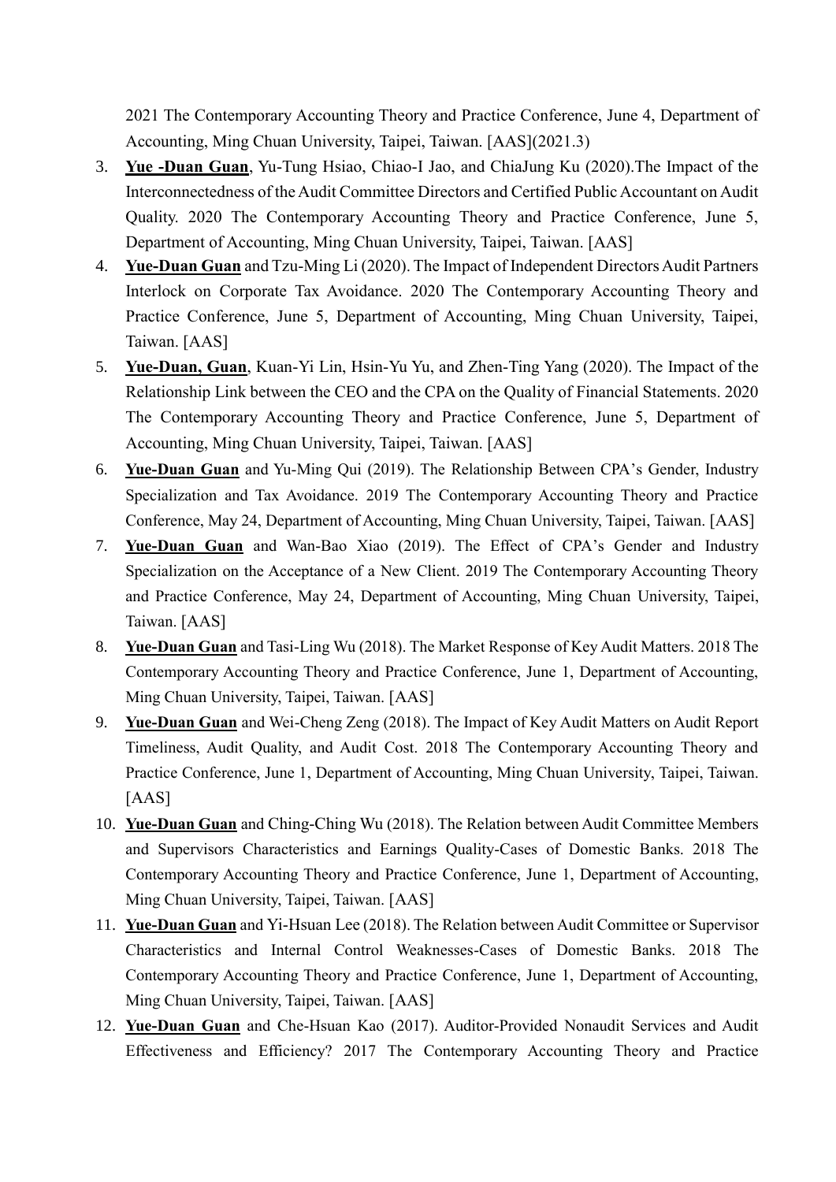2021 The Contemporary Accounting Theory and Practice Conference, June 4, Department of Accounting, Ming Chuan University, Taipei, Taiwan. [AAS](2021.3)

3. **Yue -Duan Guan**, Yu-Tung Hsiao, Chiao-I Jao, and ChiaJung Ku (2020).The Impact of the Interconnectedness of the Audit Committee Directors and Certified Public Accountant on Audit Quality. 2020 The Contemporary Accounting Theory and Practice Conference, June 5, Department of Accounting, Ming Chuan University, Taipei, Taiwan. [AAS]
4. **Yue-Duan Guan** and Tzu-Ming Li (2020). The Impact of Independent Directors Audit Partners Interlock on Corporate Tax Avoidance. 2020 The Contemporary Accounting Theory and Practice Conference, June 5, Department of Accounting, Ming Chuan University, Taipei, Taiwan. [AAS]
5. **Yue-Duan, Guan**, Kuan-Yi Lin, Hsin-Yu Yu, and Zhen-Ting Yang (2020). The Impact of the Relationship Link between the CEO and the CPA on the Quality of Financial Statements. 2020 The Contemporary Accounting Theory and Practice Conference, June 5, Department of Accounting, Ming Chuan University, Taipei, Taiwan. [AAS]
6. **Yue-Duan Guan** and Yu-Ming Qui (2019). The Relationship Between CPA's Gender, Industry Specialization and Tax Avoidance. 2019 The Contemporary Accounting Theory and Practice Conference, May 24, Department of Accounting, Ming Chuan University, Taipei, Taiwan. [AAS]
7. **Yue-Duan Guan** and Wan-Bao Xiao (2019). The Effect of CPA's Gender and Industry Specialization on the Acceptance of a New Client. 2019 The Contemporary Accounting Theory and Practice Conference, May 24, Department of Accounting, Ming Chuan University, Taipei, Taiwan. [AAS]
8. **Yue-Duan Guan** and Tasi-Ling Wu (2018). The Market Response of Key Audit Matters. 2018 The Contemporary Accounting Theory and Practice Conference, June 1, Department of Accounting, Ming Chuan University, Taipei, Taiwan. [AAS]
9. **Yue-Duan Guan** and Wei-Cheng Zeng (2018). The Impact of Key Audit Matters on Audit Report Timeliness, Audit Quality, and Audit Cost. 2018 The Contemporary Accounting Theory and Practice Conference, June 1, Department of Accounting, Ming Chuan University, Taipei, Taiwan. [AAS]
10. **Yue-Duan Guan** and Ching-Ching Wu (2018). The Relation between Audit Committee Members and Supervisors Characteristics and Earnings Quality-Cases of Domestic Banks. 2018 The Contemporary Accounting Theory and Practice Conference, June 1, Department of Accounting, Ming Chuan University, Taipei, Taiwan. [AAS]
11. **Yue-Duan Guan** and Yi-Hsuan Lee (2018). The Relation between Audit Committee or Supervisor Characteristics and Internal Control Weaknesses-Cases of Domestic Banks. 2018 The Contemporary Accounting Theory and Practice Conference, June 1, Department of Accounting, Ming Chuan University, Taipei, Taiwan. [AAS]
12. **Yue-Duan Guan** and Che-Hsuan Kao (2017). Auditor-Provided Nonaudit Services and Audit Effectiveness and Efficiency? 2017 The Contemporary Accounting Theory and Practice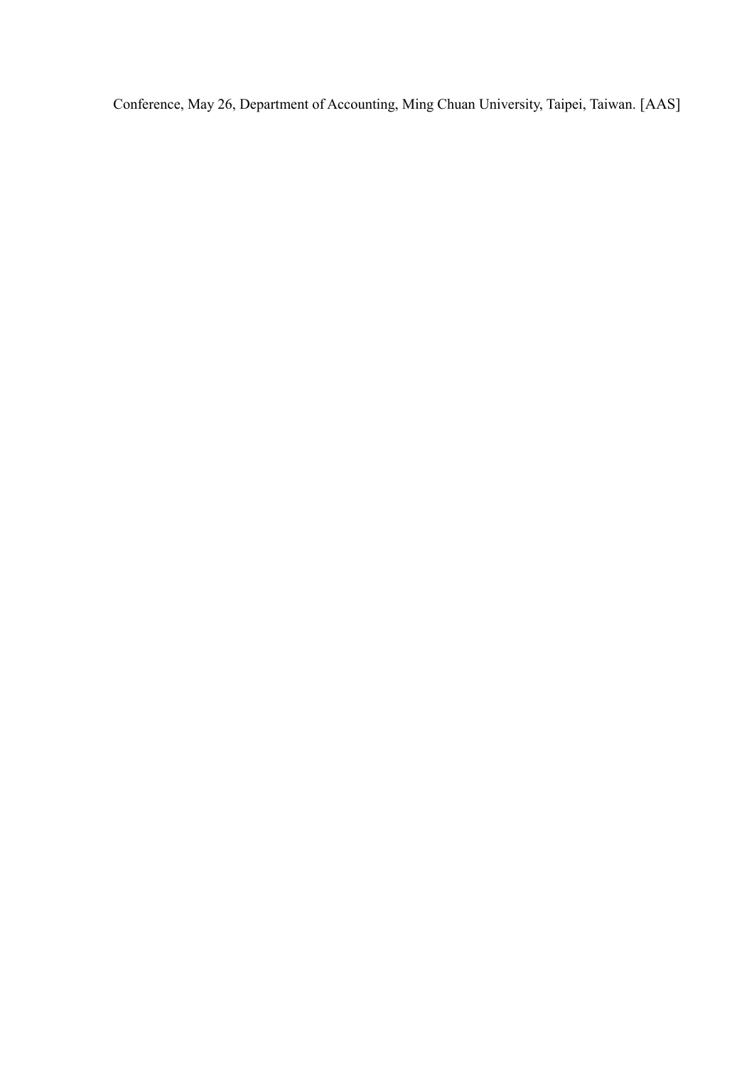Conference, May 26, Department of Accounting, Ming Chuan University, Taipei, Taiwan. [AAS]